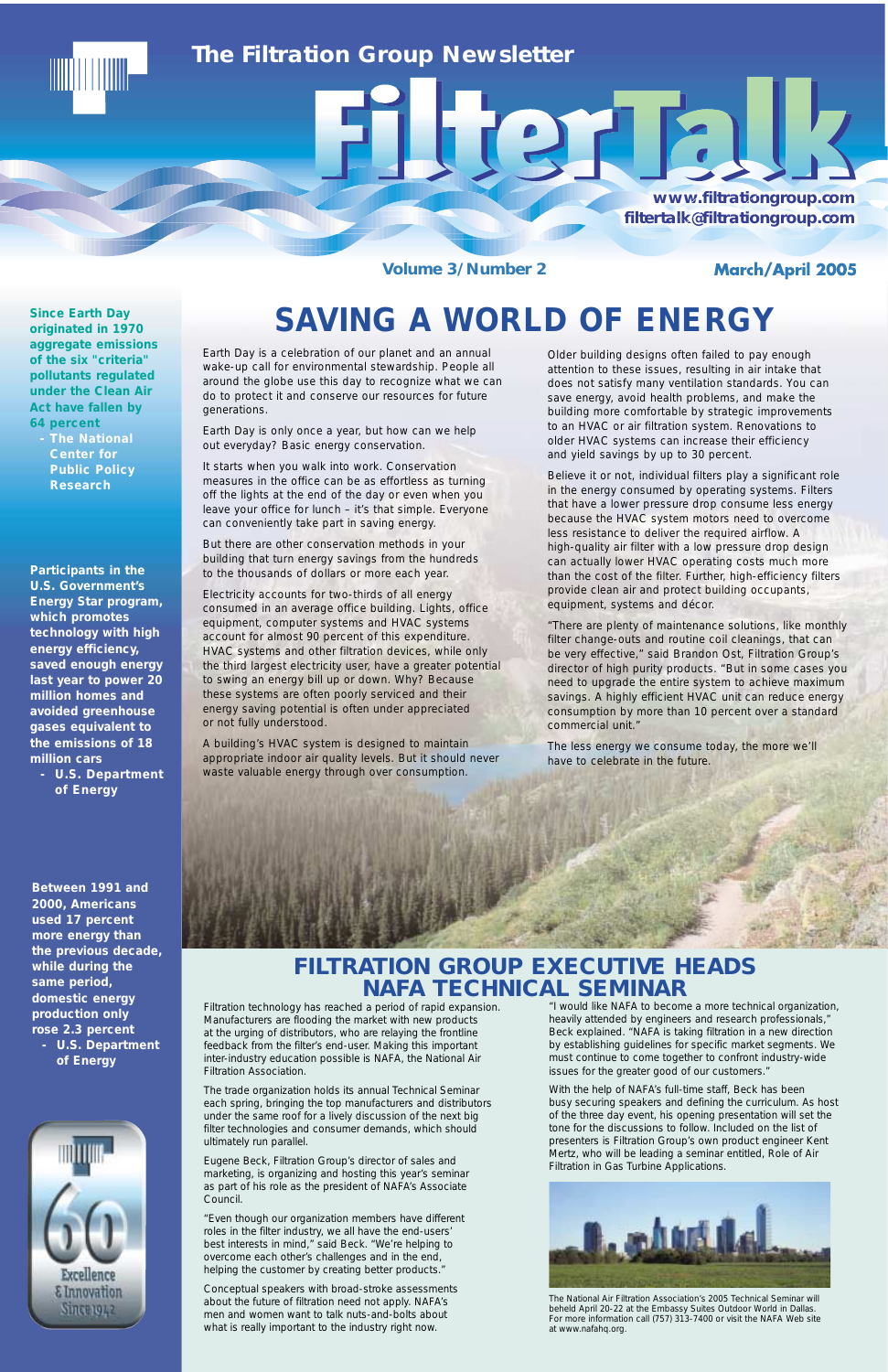# The Filtration Group Newsletter

# FilterTalk

www.filtrationgroup.com
filtertalk@filtrationgroup.com

Volume 3/Number 2 — March/April 2005

**Since Earth Day originated in 1970 aggregate emissions of the six "criteria" pollutants regulated under the Clean Air Act have fallen by 64 percent**
**- The National Center for Public Policy Research**

**Participants in the U.S. Government's Energy Star program, which promotes technology with high energy efficiency, saved enough energy last year to power 20 million homes and avoided greenhouse gases equivalent to the emissions of 18 million cars**
**- U.S. Department of Energy**

**Between 1991 and 2000, Americans used 17 percent more energy than the previous decade, while during the same period, domestic energy production only rose 2.3 percent**
**- U.S. Department of Energy**

Excellence & Innovation Since 1942

## SAVING A WORLD OF ENERGY

Earth Day is a celebration of our planet and an annual wake-up call for environmental stewardship. People all around the globe use this day to recognize what we can do to protect it and conserve our resources for future generations.

Earth Day is only once a year, but how can we help out everyday? Basic energy conservation.

It starts when you walk into work. Conservation measures in the office can be as effortless as turning off the lights at the end of the day or even when you leave your office for lunch – it's that simple. Everyone can conveniently take part in saving energy.

But there are other conservation methods in your building that turn energy savings from the hundreds to the thousands of dollars or more each year.

Electricity accounts for two-thirds of all energy consumed in an average office building. Lights, office equipment, computer systems and HVAC systems account for almost 90 percent of this expenditure. HVAC systems and other filtration devices, while only the third largest electricity user, have a greater potential to swing an energy bill up or down. Why? Because these systems are often poorly serviced and their energy saving potential is often under appreciated or not fully understood.

A building's HVAC system is designed to maintain appropriate indoor air quality levels. But it should never waste valuable energy through over consumption.

Older building designs often failed to pay enough attention to these issues, resulting in air intake that does not satisfy many ventilation standards. You can save energy, avoid health problems, and make the building more comfortable by strategic improvements to an HVAC or air filtration system. Renovations to older HVAC systems can increase their efficiency and yield savings by up to 30 percent.

Believe it or not, individual filters play a significant role in the energy consumed by operating systems. Filters that have a lower pressure drop consume less energy because the HVAC system motors need to overcome less resistance to deliver the required airflow. A high-quality air filter with a low pressure drop design can actually lower HVAC operating costs much more than the cost of the filter. Further, high-efficiency filters provide clean air and protect building occupants, equipment, systems and décor.

"There are plenty of maintenance solutions, like monthly filter change-outs and routine coil cleanings, that can be very effective," said Brandon Ost, Filtration Group's director of high purity products. "But in some cases you need to upgrade the entire system to achieve maximum savings. A highly efficient HVAC unit can reduce energy consumption by more than 10 percent over a standard commercial unit."

The less energy we consume today, the more we'll have to celebrate in the future.

## FILTRATION GROUP EXECUTIVE HEADS NAFA TECHNICAL SEMINAR

Filtration technology has reached a period of rapid expansion. Manufacturers are flooding the market with new products at the urging of distributors, who are relaying the frontline feedback from the filter's end-user. Making this important inter-industry education possible is NAFA, the National Air Filtration Association.

The trade organization holds its annual Technical Seminar each spring, bringing the top manufacturers and distributors under the same roof for a lively discussion of the next big filter technologies and consumer demands, which should ultimately run parallel.

Eugene Beck, Filtration Group's director of sales and marketing, is organizing and hosting this year's seminar as part of his role as the president of NAFA's Associate Council.

"Even though our organization members have different roles in the filter industry, we all have the end-users' best interests in mind," said Beck. "We're helping to overcome each other's challenges and in the end, helping the customer by creating better products."

Conceptual speakers with broad-stroke assessments about the future of filtration need not apply. NAFA's men and women want to talk nuts-and-bolts about what is really important to the industry right now.

"I would like NAFA to become a more technical organization, heavily attended by engineers and research professionals," Beck explained. "NAFA is taking filtration in a new direction by establishing guidelines for specific market segments. We must continue to come together to confront industry-wide issues for the greater good of our customers."

With the help of NAFA's full-time staff, Beck has been busy securing speakers and defining the curriculum. As host of the three day event, his opening presentation will set the tone for the discussions to follow. Included on the list of presenters is Filtration Group's own product engineer Kent Mertz, who will be leading a seminar entitled, Role of Air Filtration in Gas Turbine Applications.

The National Air Filtration Association's 2005 Technical Seminar will beheld April 20-22 at the Embassy Suites Outdoor World in Dallas. For more information call (757) 313-7400 or visit the NAFA Web site at www.nafahq.org.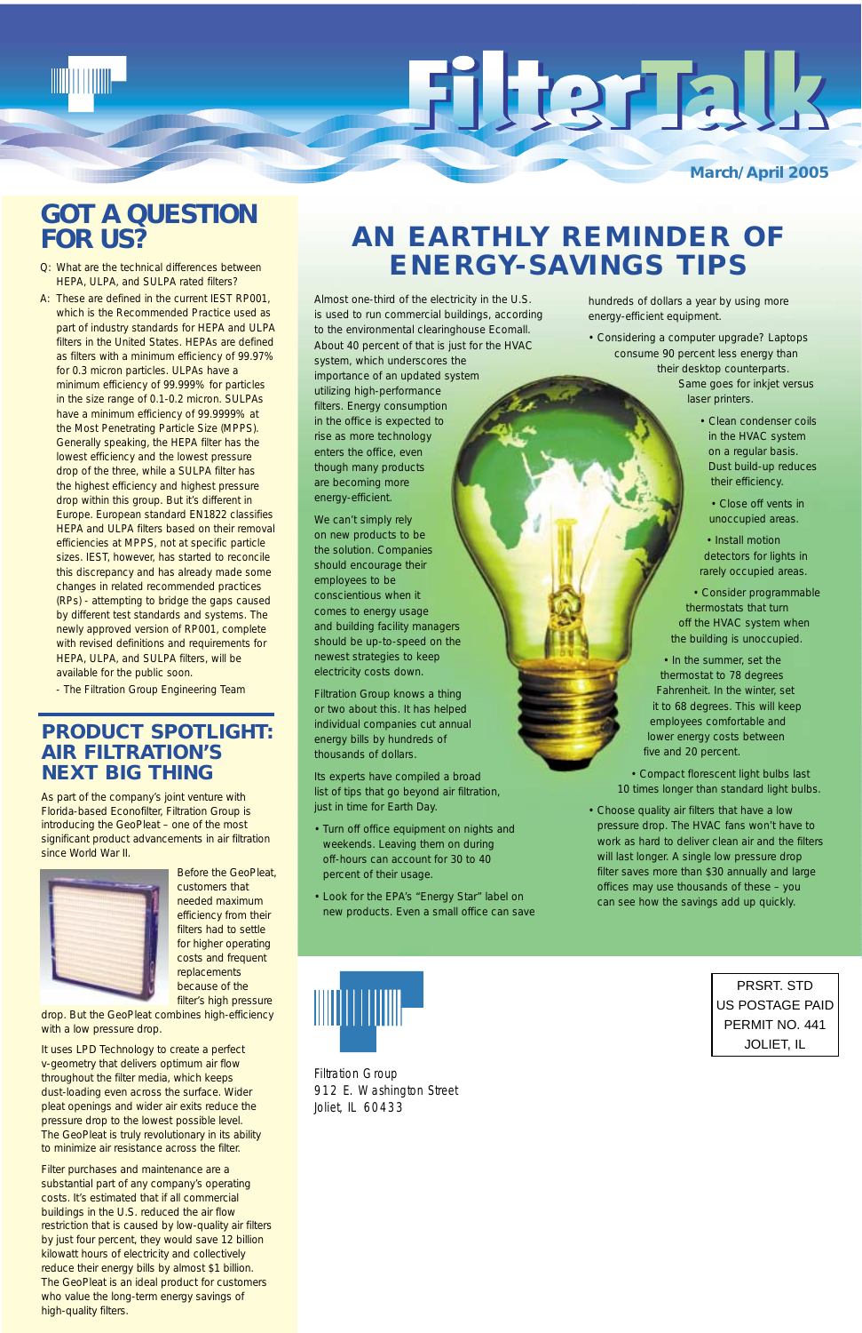# FilterTalk

March/April 2005

## GOT A QUESTION FOR US?

Q: What are the technical differences between HEPA, ULPA, and SULPA rated filters?

A: These are defined in the current IEST RP001, which is the Recommended Practice used as part of industry standards for HEPA and ULPA filters in the United States. HEPAs are defined as filters with a minimum efficiency of 99.97% for 0.3 micron particles. ULPAs have a minimum efficiency of 99.999% for particles in the size range of 0.1-0.2 micron. SULPAs have a minimum efficiency of 99.9999% at the Most Penetrating Particle Size (MPPS). Generally speaking, the HEPA filter has the lowest efficiency and the lowest pressure drop of the three, while a SULPA filter has the highest efficiency and highest pressure drop within this group. But it's different in Europe. European standard EN1822 classifies HEPA and ULPA filters based on their removal efficiencies at MPPS, not at specific particle sizes. IEST, however, has started to reconcile this discrepancy and has already made some changes in related recommended practices (RPs) - attempting to bridge the gaps caused by different test standards and systems. The newly approved version of RP001, complete with revised definitions and requirements for HEPA, ULPA, and SULPA filters, will be available for the public soon.

- The Filtration Group Engineering Team

## PRODUCT SPOTLIGHT: AIR FILTRATION'S NEXT BIG THING

As part of the company's joint venture with Florida-based Econofilter, Filtration Group is introducing the GeoPleat – one of the most significant product advancements in air filtration since World War II.

Before the GeoPleat, customers that needed maximum efficiency from their filters had to settle for higher operating costs and frequent replacements because of the filter's high pressure drop. But the GeoPleat combines high-efficiency with a low pressure drop.

It uses LPD Technology to create a perfect v-geometry that delivers optimum air flow throughout the filter media, which keeps dust-loading even across the surface. Wider pleat openings and wider air exits reduce the pressure drop to the lowest possible level. The GeoPleat is truly revolutionary in its ability to minimize air resistance across the filter.

Filter purchases and maintenance are a substantial part of any company's operating costs. It's estimated that if all commercial buildings in the U.S. reduced the air flow restriction that is caused by low-quality air filters by just four percent, they would save 12 billion kilowatt hours of electricity and collectively reduce their energy bills by almost $1 billion. The GeoPleat is an ideal product for customers who value the long-term energy savings of high-quality filters.

## AN EARTHLY REMINDER OF ENERGY-SAVINGS TIPS

Almost one-third of the electricity in the U.S. is used to run commercial buildings, according to the environmental clearinghouse Ecomall. About 40 percent of that is just for the HVAC system, which underscores the importance of an updated system utilizing high-performance filters. Energy consumption in the office is expected to rise as more technology enters the office, even though many products are becoming more energy-efficient.

We can't simply rely on new products to be the solution. Companies should encourage their employees to be conscientious when it comes to energy usage and building facility managers should be up-to-speed on the newest strategies to keep electricity costs down.

Filtration Group knows a thing or two about this. It has helped individual companies cut annual energy bills by hundreds of thousands of dollars.

Its experts have compiled a broad list of tips that go beyond air filtration, just in time for Earth Day.

- Turn off office equipment on nights and weekends. Leaving them on during off-hours can account for 30 to 40 percent of their usage.
- Look for the EPA's "Energy Star" label on new products. Even a small office can save hundreds of dollars a year by using more energy-efficient equipment.
- Considering a computer upgrade? Laptops consume 90 percent less energy than their desktop counterparts. Same goes for inkjet versus laser printers.
- Clean condenser coils in the HVAC system on a regular basis. Dust build-up reduces their efficiency.
- Close off vents in unoccupied areas.
- Install motion detectors for lights in rarely occupied areas.
- Consider programmable thermostats that turn off the HVAC system when the building is unoccupied.
- In the summer, set the thermostat to 78 degrees Fahrenheit. In the winter, set it to 68 degrees. This will keep employees comfortable and lower energy costs between five and 20 percent.
- Compact florescent light bulbs last 10 times longer than standard light bulbs.
- Choose quality air filters that have a low pressure drop. The HVAC fans won't have to work as hard to deliver clean air and the filters will last longer. A single low pressure drop filter saves more than $30 annually and large offices may use thousands of these – you can see how the savings add up quickly.

Filtration Group
912 E. Washington Street
Joliet, IL 60433

PRSRT. STD
US POSTAGE PAID
PERMIT NO. 441
JOLIET, IL